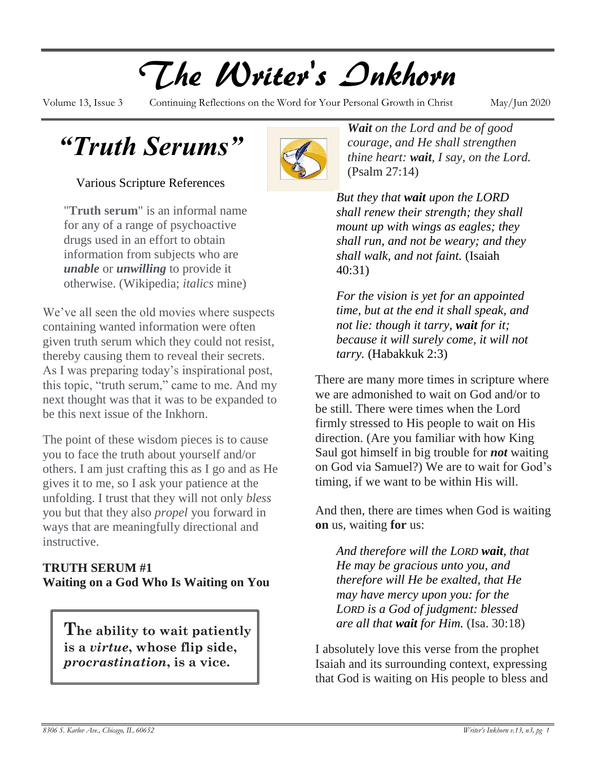# *The Writer's Inkhorn*

Volume 13, Issue 3 — Continuing Reflections on the Word for Your Personal Growth in Christ — May/Jun 2020

## *"Truth Serums"*

Various Scripture References

> "**Truth serum**" is an informal name for any of a range of psychoactive drugs used in an effort to obtain information from subjects who are ***unable*** or ***unwilling*** to provide it otherwise. (Wikipedia; *italics* mine)

We've all seen the old movies where suspects containing wanted information were often given truth serum which they could not resist, thereby causing them to reveal their secrets. As I was preparing today's inspirational post, this topic, "truth serum," came to me. And my next thought was that it was to be expanded to be this next issue of the Inkhorn.

The point of these wisdom pieces is to cause you to face the truth about yourself and/or others. I am just crafting this as I go and as He gives it to me, so I ask your patience at the unfolding. I trust that they will not only *bless* you but that they also *propel* you forward in ways that are meaningfully directional and instructive.

**TRUTH SERUM #1**
**Waiting on a God Who Is Waiting on You**

> **The ability to wait patiently is a *virtue*, whose flip side, *procrastination*, is a vice.**

> ***Wait** on the Lord and be of good courage, and He shall strengthen thine heart: **wait**, I say, on the Lord.* (Psalm 27:14)

> *But they that **wait** upon the LORD shall renew their strength; they shall mount up with wings as eagles; they shall run, and not be weary; and they shall walk, and not faint.* (Isaiah 40:31)

> *For the vision is yet for an appointed time, but at the end it shall speak, and not lie: though it tarry, **wait** for it; because it will surely come, it will not tarry.* (Habakkuk 2:3)

There are many more times in scripture where we are admonished to wait on God and/or to be still. There were times when the Lord firmly stressed to His people to wait on His direction. (Are you familiar with how King Saul got himself in big trouble for ***not*** waiting on God via Samuel?) We are to wait for God's timing, if we want to be within His will.

And then, there are times when God is waiting **on** us, waiting **for** us:

> *And therefore will the LORD **wait**, that He may be gracious unto you, and therefore will He be exalted, that He may have mercy upon you: for the LORD is a God of judgment: blessed are all that **wait** for Him.* (Isa. 30:18)

I absolutely love this verse from the prophet Isaiah and its surrounding context, expressing that God is waiting on His people to bless and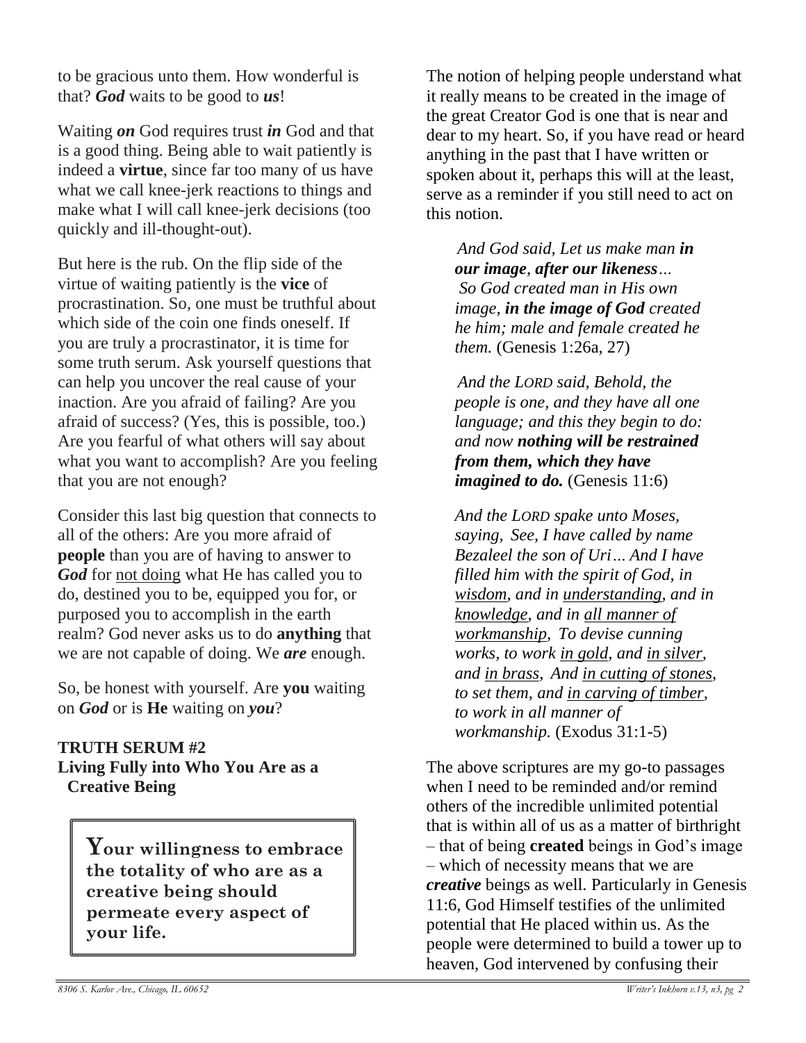to be gracious unto them. How wonderful is that? ***God*** waits to be good to ***us***!

Waiting ***on*** God requires trust ***in*** God and that is a good thing. Being able to wait patiently is indeed a **virtue**, since far too many of us have what we call knee-jerk reactions to things and make what I will call knee-jerk decisions (too quickly and ill-thought-out).

But here is the rub. On the flip side of the virtue of waiting patiently is the **vice** of procrastination. So, one must be truthful about which side of the coin one finds oneself. If you are truly a procrastinator, it is time for some truth serum. Ask yourself questions that can help you uncover the real cause of your inaction. Are you afraid of failing? Are you afraid of success? (Yes, this is possible, too.) Are you fearful of what others will say about what you want to accomplish? Are you feeling that you are not enough?

Consider this last big question that connects to all of the others: Are you more afraid of **people** than you are of having to answer to ***God*** for <u>not doing</u> what He has called you to do, destined you to be, equipped you for, or purposed you to accomplish in the earth realm? God never asks us to do **anything** that we are not capable of doing. We ***are*** enough.

So, be honest with yourself. Are **you** waiting on ***God*** or is **He** waiting on ***you***?

**TRUTH SERUM #2**
**Living Fully into Who You Are as a Creative Being**

> **Your willingness to embrace the totality of who are as a creative being should permeate every aspect of your life.**

The notion of helping people understand what it really means to be created in the image of the great Creator God is one that is near and dear to my heart. So, if you have read or heard anything in the past that I have written or spoken about it, perhaps this will at the least, serve as a reminder if you still need to act on this notion.

> *And God said, Let us make man **in our image**, **after our likeness**… So God created man in His own image, **in the image of God** created he him; male and female created he them.* (Genesis 1:26a, 27)

> *And the LORD said, Behold, the people is one, and they have all one language; and this they begin to do: and now **nothing will be restrained from them, which they have imagined to do.*** (Genesis 11:6)

> *And the LORD spake unto Moses, saying, See, I have called by name Bezaleel the son of Uri… And I have filled him with the spirit of God, in <u>wisdom</u>, and in <u>understanding</u>, and in <u>knowledge</u>, and in <u>all manner of workmanship</u>, To devise cunning works, to work <u>in gold</u>, and <u>in silver</u>, and <u>in brass</u>, And <u>in cutting of stones</u>, to set them, and <u>in carving of timber</u>, to work in all manner of workmanship.* (Exodus 31:1-5)

The above scriptures are my go-to passages when I need to be reminded and/or remind others of the incredible unlimited potential that is within all of us as a matter of birthright – that of being **created** beings in God's image – which of necessity means that we are ***creative*** beings as well. Particularly in Genesis 11:6, God Himself testifies of the unlimited potential that He placed within us. As the people were determined to build a tower up to heaven, God intervened by confusing their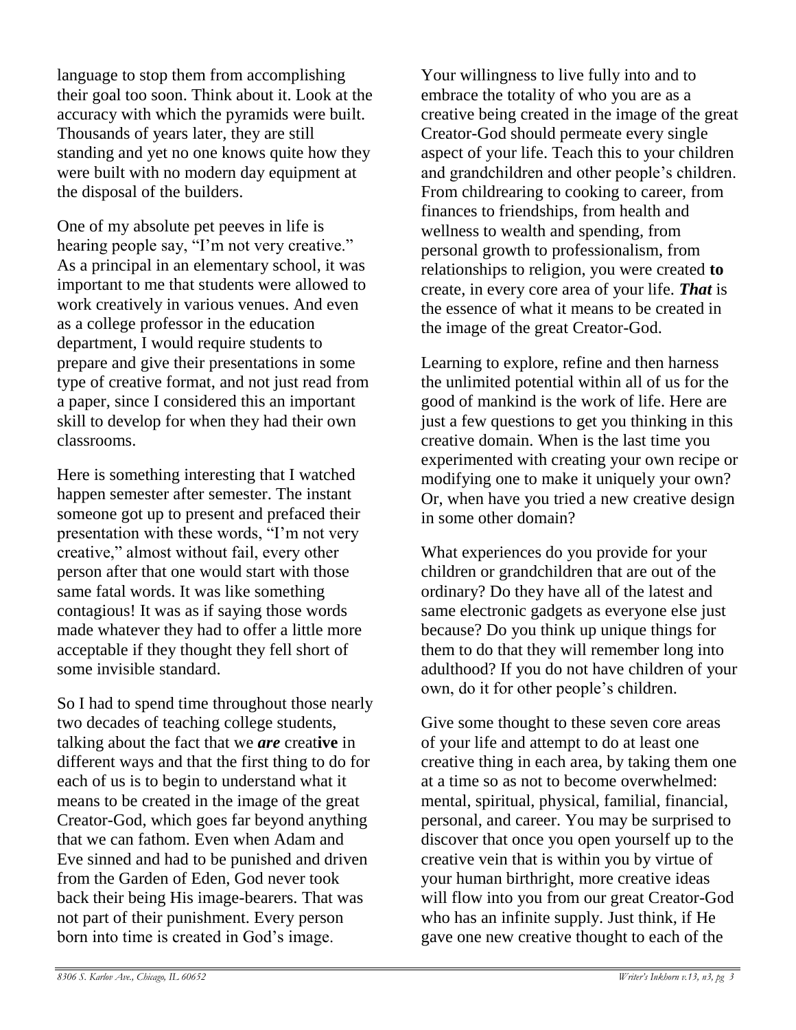language to stop them from accomplishing their goal too soon. Think about it. Look at the accuracy with which the pyramids were built. Thousands of years later, they are still standing and yet no one knows quite how they were built with no modern day equipment at the disposal of the builders.

One of my absolute pet peeves in life is hearing people say, "I'm not very creative." As a principal in an elementary school, it was important to me that students were allowed to work creatively in various venues. And even as a college professor in the education department, I would require students to prepare and give their presentations in some type of creative format, and not just read from a paper, since I considered this an important skill to develop for when they had their own classrooms.

Here is something interesting that I watched happen semester after semester. The instant someone got up to present and prefaced their presentation with these words, "I'm not very creative," almost without fail, every other person after that one would start with those same fatal words. It was like something contagious! It was as if saying those words made whatever they had to offer a little more acceptable if they thought they fell short of some invisible standard.

So I had to spend time throughout those nearly two decades of teaching college students, talking about the fact that we ***are*** creat**ive** in different ways and that the first thing to do for each of us is to begin to understand what it means to be created in the image of the great Creator-God, which goes far beyond anything that we can fathom. Even when Adam and Eve sinned and had to be punished and driven from the Garden of Eden, God never took back their being His image-bearers. That was not part of their punishment. Every person born into time is created in God's image.

Your willingness to live fully into and to embrace the totality of who you are as a creative being created in the image of the great Creator-God should permeate every single aspect of your life. Teach this to your children and grandchildren and other people's children. From childrearing to cooking to career, from finances to friendships, from health and wellness to wealth and spending, from personal growth to professionalism, from relationships to religion, you were created **to** create, in every core area of your life. ***That*** is the essence of what it means to be created in the image of the great Creator-God.

Learning to explore, refine and then harness the unlimited potential within all of us for the good of mankind is the work of life. Here are just a few questions to get you thinking in this creative domain. When is the last time you experimented with creating your own recipe or modifying one to make it uniquely your own? Or, when have you tried a new creative design in some other domain?

What experiences do you provide for your children or grandchildren that are out of the ordinary? Do they have all of the latest and same electronic gadgets as everyone else just because? Do you think up unique things for them to do that they will remember long into adulthood? If you do not have children of your own, do it for other people's children.

Give some thought to these seven core areas of your life and attempt to do at least one creative thing in each area, by taking them one at a time so as not to become overwhelmed: mental, spiritual, physical, familial, financial, personal, and career. You may be surprised to discover that once you open yourself up to the creative vein that is within you by virtue of your human birthright, more creative ideas will flow into you from our great Creator-God who has an infinite supply. Just think, if He gave one new creative thought to each of the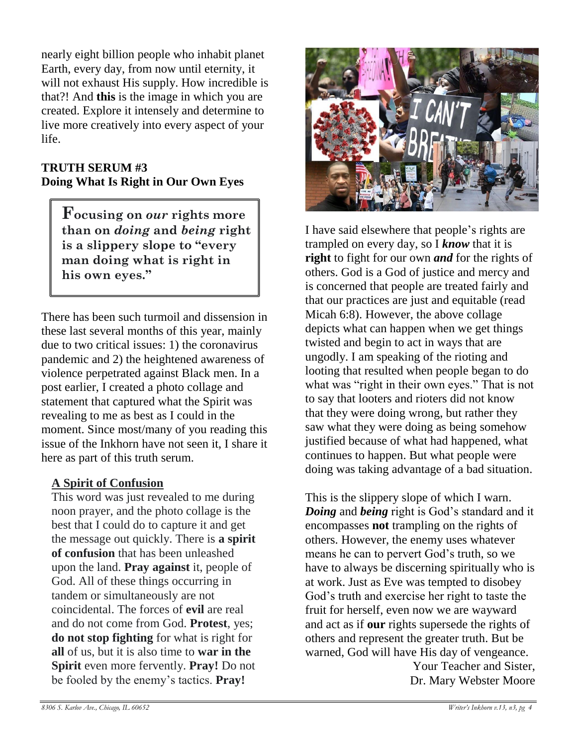nearly eight billion people who inhabit planet Earth, every day, from now until eternity, it will not exhaust His supply. How incredible is that?! And **this** is the image in which you are created. Explore it intensely and determine to live more creatively into every aspect of your life.

### TRUTH SERUM #3
### Doing What Is Right in Our Own Eyes

> **Focusing on *our* rights more than on *doing* and *being* right is a slippery slope to "every man doing what is right in his own eyes."**

There has been such turmoil and dissension in these last several months of this year, mainly due to two critical issues: 1) the coronavirus pandemic and 2) the heightened awareness of violence perpetrated against Black men. In a post earlier, I created a photo collage and statement that captured what the Spirit was revealing to me as best as I could in the moment. Since most/many of you reading this issue of the Inkhorn have not seen it, I share it here as part of this truth serum.

**A Spirit of Confusion**

This word was just revealed to me during noon prayer, and the photo collage is the best that I could do to capture it and get the message out quickly. There is **a spirit of confusion** that has been unleashed upon the land. **Pray against** it, people of God. All of these things occurring in tandem or simultaneously are not coincidental. The forces of **evil** are real and do not come from God. **Protest**, yes; **do not stop fighting** for what is right for **all** of us, but it is also time to **war in the Spirit** even more fervently. **Pray!** Do not be fooled by the enemy's tactics. **Pray!**

I have said elsewhere that people's rights are trampled on every day, so I ***know*** that it is **right** to fight for our own ***and*** for the rights of others. God is a God of justice and mercy and is concerned that people are treated fairly and that our practices are just and equitable (read Micah 6:8). However, the above collage depicts what can happen when we get things twisted and begin to act in ways that are ungodly. I am speaking of the rioting and looting that resulted when people began to do what was "right in their own eyes." That is not to say that looters and rioters did not know that they were doing wrong, but rather they saw what they were doing as being somehow justified because of what had happened, what continues to happen. But what people were doing was taking advantage of a bad situation.

This is the slippery slope of which I warn. ***Doing*** and ***being*** right is God's standard and it encompasses **not** trampling on the rights of others. However, the enemy uses whatever means he can to pervert God's truth, so we have to always be discerning spiritually who is at work. Just as Eve was tempted to disobey God's truth and exercise her right to taste the fruit for herself, even now we are wayward and act as if **our** rights supersede the rights of others and represent the greater truth. But be warned, God will have His day of vengeance.

Your Teacher and Sister,
Dr. Mary Webster Moore